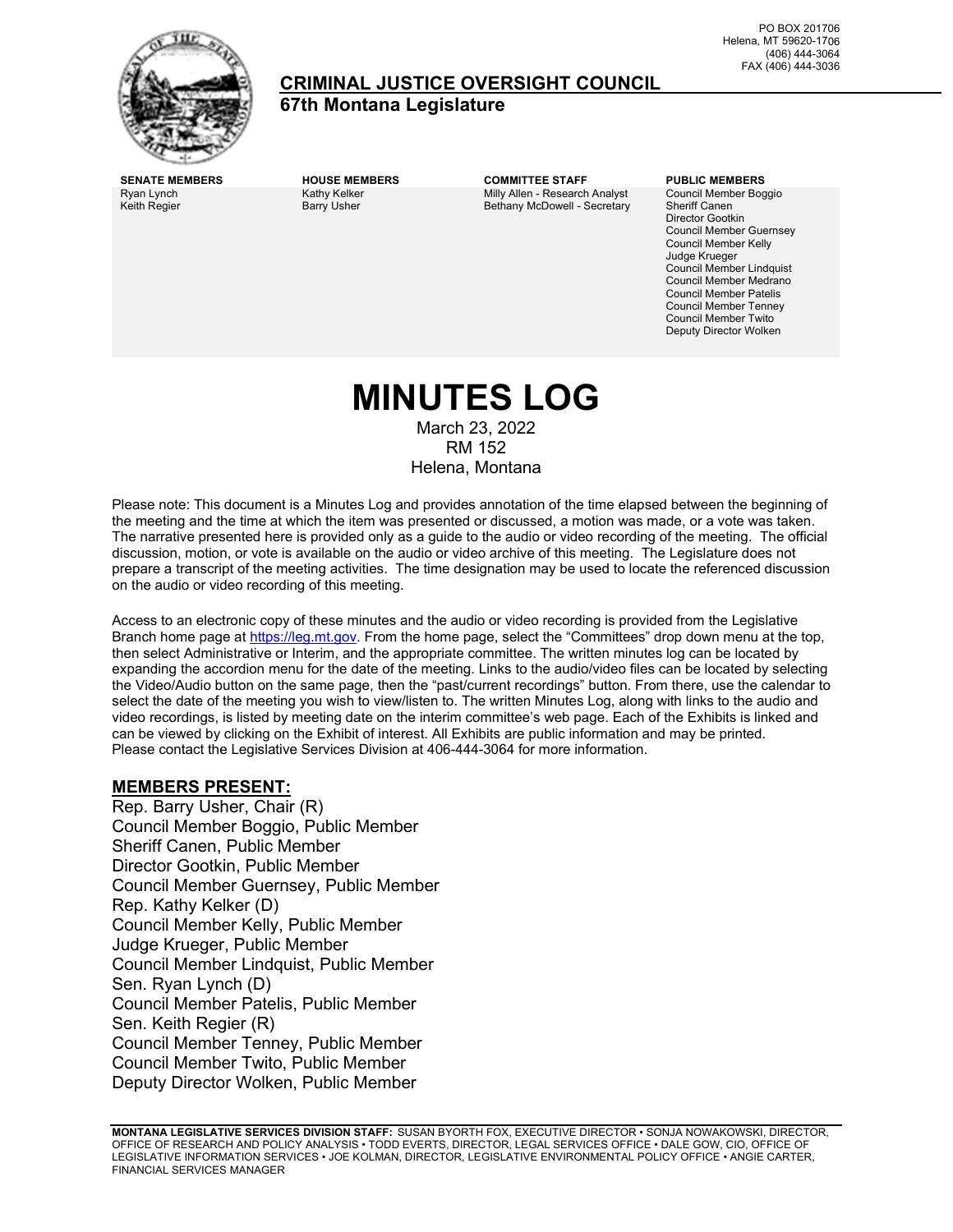PO BOX 201706
Helena, MT 59620-1706
(406) 444-3064
FAX (406) 444-3036

## CRIMINAL JUSTICE OVERSIGHT COUNCIL

**67th Montana Legislature**

| SENATE MEMBERS | HOUSE MEMBERS | COMMITTEE STAFF | PUBLIC MEMBERS |
|---|---|---|---|
| Ryan Lynch | Kathy Kelker | Milly Allen - Research Analyst | Council Member Boggio |
| Keith Regier | Barry Usher | Bethany McDowell - Secretary | Sheriff Canen |
| | | | Director Gootkin |
| | | | Council Member Guernsey |
| | | | Council Member Kelly |
| | | | Judge Krueger |
| | | | Council Member Lindquist |
| | | | Council Member Medrano |
| | | | Council Member Patelis |
| | | | Council Member Tenney |
| | | | Council Member Twito |
| | | | Deputy Director Wolken |

# MINUTES LOG

March 23, 2022
RM 152
Helena, Montana

Please note: This document is a Minutes Log and provides annotation of the time elapsed between the beginning of the meeting and the time at which the item was presented or discussed, a motion was made, or a vote was taken. The narrative presented here is provided only as a guide to the audio or video recording of the meeting. The official discussion, motion, or vote is available on the audio or video archive of this meeting. The Legislature does not prepare a transcript of the meeting activities. The time designation may be used to locate the referenced discussion on the audio or video recording of this meeting.

Access to an electronic copy of these minutes and the audio or video recording is provided from the Legislative Branch home page at https://leg.mt.gov. From the home page, select the "Committees" drop down menu at the top, then select Administrative or Interim, and the appropriate committee. The written minutes log can be located by expanding the accordion menu for the date of the meeting. Links to the audio/video files can be located by selecting the Video/Audio button on the same page, then the "past/current recordings" button. From there, use the calendar to select the date of the meeting you wish to view/listen to. The written Minutes Log, along with links to the audio and video recordings, is listed by meeting date on the interim committee's web page. Each of the Exhibits is linked and can be viewed by clicking on the Exhibit of interest. All Exhibits are public information and may be printed. Please contact the Legislative Services Division at 406-444-3064 for more information.

## MEMBERS PRESENT:

Rep. Barry Usher, Chair (R)
Council Member Boggio, Public Member
Sheriff Canen, Public Member
Director Gootkin, Public Member
Council Member Guernsey, Public Member
Rep. Kathy Kelker (D)
Council Member Kelly, Public Member
Judge Krueger, Public Member
Council Member Lindquist, Public Member
Sen. Ryan Lynch (D)
Council Member Patelis, Public Member
Sen. Keith Regier (R)
Council Member Tenney, Public Member
Council Member Twito, Public Member
Deputy Director Wolken, Public Member

MONTANA LEGISLATIVE SERVICES DIVISION STAFF: SUSAN BYORTH FOX, EXECUTIVE DIRECTOR • SONJA NOWAKOWSKI, DIRECTOR, OFFICE OF RESEARCH AND POLICY ANALYSIS • TODD EVERTS, DIRECTOR, LEGAL SERVICES OFFICE • DALE GOW, CIO, OFFICE OF LEGISLATIVE INFORMATION SERVICES • JOE KOLMAN, DIRECTOR, LEGISLATIVE ENVIRONMENTAL POLICY OFFICE • ANGIE CARTER, FINANCIAL SERVICES MANAGER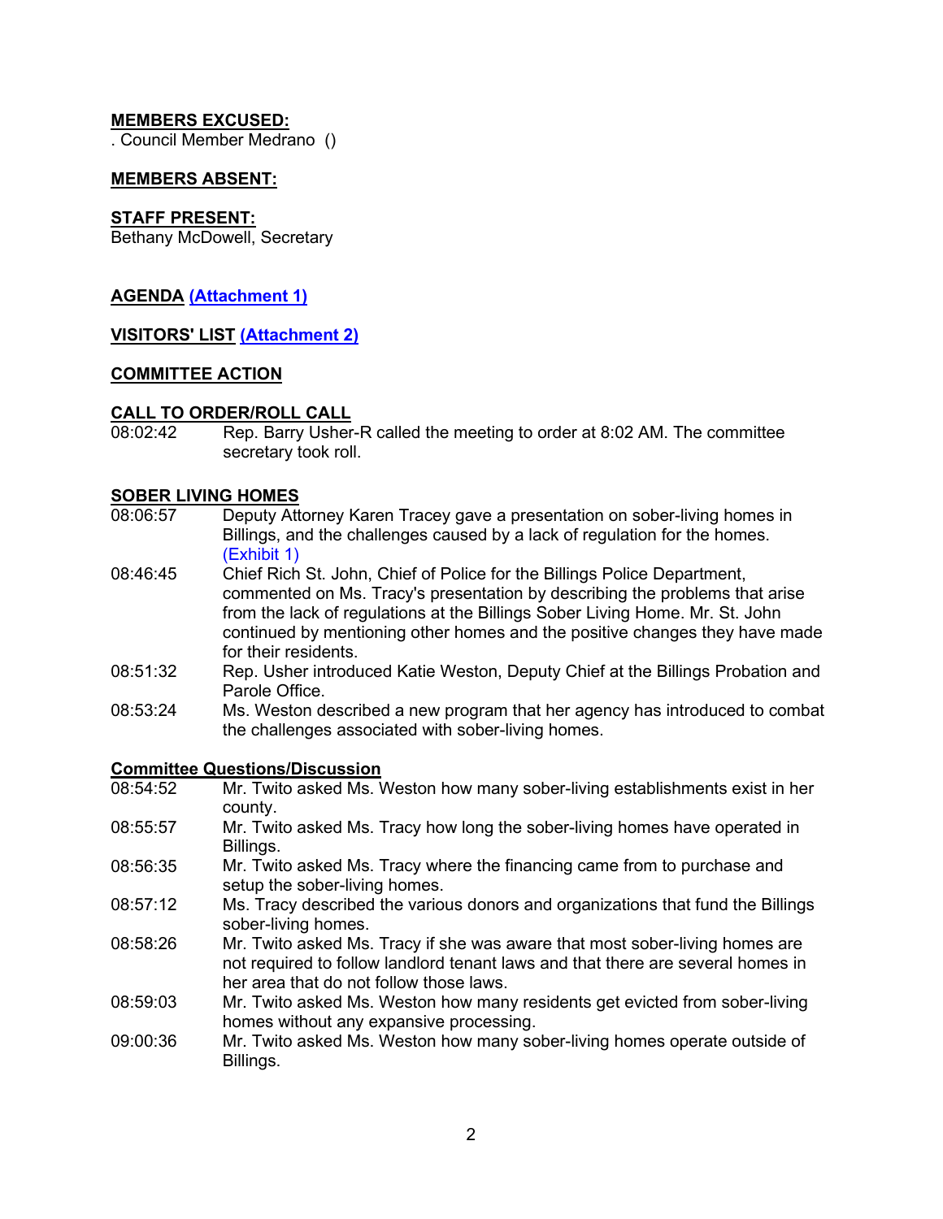**MEMBERS EXCUSED:**
. Council Member Medrano ()

**MEMBERS ABSENT:**

**STAFF PRESENT:**
Bethany McDowell, Secretary

**AGENDA** (Attachment 1)

**VISITORS' LIST** (Attachment 2)

**COMMITTEE ACTION**

**CALL TO ORDER/ROLL CALL**

08:02:42 Rep. Barry Usher-R called the meeting to order at 8:02 AM. The committee secretary took roll.

**SOBER LIVING HOMES**

08:06:57 Deputy Attorney Karen Tracey gave a presentation on sober-living homes in Billings, and the challenges caused by a lack of regulation for the homes. (Exhibit 1)

08:46:45 Chief Rich St. John, Chief of Police for the Billings Police Department, commented on Ms. Tracy's presentation by describing the problems that arise from the lack of regulations at the Billings Sober Living Home. Mr. St. John continued by mentioning other homes and the positive changes they have made for their residents.

08:51:32 Rep. Usher introduced Katie Weston, Deputy Chief at the Billings Probation and Parole Office.

08:53:24 Ms. Weston described a new program that her agency has introduced to combat the challenges associated with sober-living homes.

**Committee Questions/Discussion**

08:54:52 Mr. Twito asked Ms. Weston how many sober-living establishments exist in her county.

08:55:57 Mr. Twito asked Ms. Tracy how long the sober-living homes have operated in Billings.

08:56:35 Mr. Twito asked Ms. Tracy where the financing came from to purchase and setup the sober-living homes.

08:57:12 Ms. Tracy described the various donors and organizations that fund the Billings sober-living homes.

08:58:26 Mr. Twito asked Ms. Tracy if she was aware that most sober-living homes are not required to follow landlord tenant laws and that there are several homes in her area that do not follow those laws.

08:59:03 Mr. Twito asked Ms. Weston how many residents get evicted from sober-living homes without any expansive processing.

09:00:36 Mr. Twito asked Ms. Weston how many sober-living homes operate outside of Billings.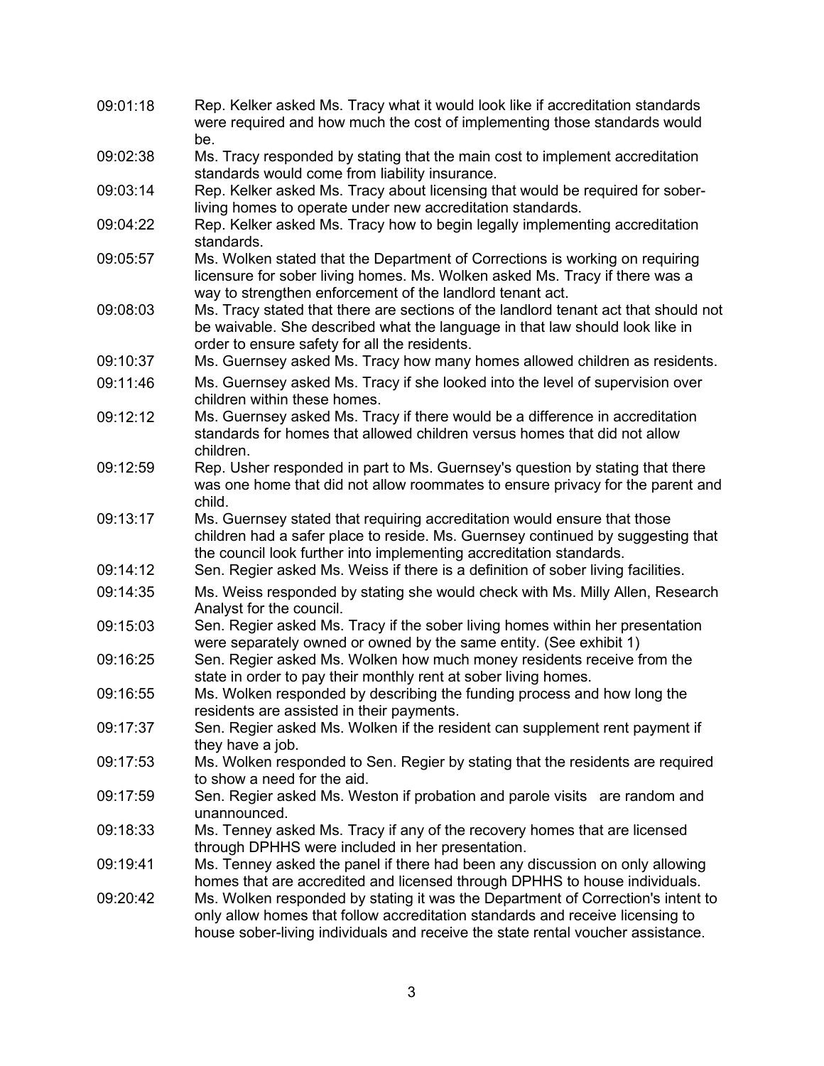| | |
|---|---|
| 09:01:18 | Rep. Kelker asked Ms. Tracy what it would look like if accreditation standards were required and how much the cost of implementing those standards would be. |
| 09:02:38 | Ms. Tracy responded by stating that the main cost to implement accreditation standards would come from liability insurance. |
| 09:03:14 | Rep. Kelker asked Ms. Tracy about licensing that would be required for sober-living homes to operate under new accreditation standards. |
| 09:04:22 | Rep. Kelker asked Ms. Tracy how to begin legally implementing accreditation standards. |
| 09:05:57 | Ms. Wolken stated that the Department of Corrections is working on requiring licensure for sober living homes. Ms. Wolken asked Ms. Tracy if there was a way to strengthen enforcement of the landlord tenant act. |
| 09:08:03 | Ms. Tracy stated that there are sections of the landlord tenant act that should not be waivable. She described what the language in that law should look like in order to ensure safety for all the residents. |
| 09:10:37 | Ms. Guernsey asked Ms. Tracy how many homes allowed children as residents. |
| 09:11:46 | Ms. Guernsey asked Ms. Tracy if she looked into the level of supervision over children within these homes. |
| 09:12:12 | Ms. Guernsey asked Ms. Tracy if there would be a difference in accreditation standards for homes that allowed children versus homes that did not allow children. |
| 09:12:59 | Rep. Usher responded in part to Ms. Guernsey's question by stating that there was one home that did not allow roommates to ensure privacy for the parent and child. |
| 09:13:17 | Ms. Guernsey stated that requiring accreditation would ensure that those children had a safer place to reside. Ms. Guernsey continued by suggesting that the council look further into implementing accreditation standards. |
| 09:14:12 | Sen. Regier asked Ms. Weiss if there is a definition of sober living facilities. |
| 09:14:35 | Ms. Weiss responded by stating she would check with Ms. Milly Allen, Research Analyst for the council. |
| 09:15:03 | Sen. Regier asked Ms. Tracy if the sober living homes within her presentation were separately owned or owned by the same entity. (See exhibit 1) |
| 09:16:25 | Sen. Regier asked Ms. Wolken how much money residents receive from the state in order to pay their monthly rent at sober living homes. |
| 09:16:55 | Ms. Wolken responded by describing the funding process and how long the residents are assisted in their payments. |
| 09:17:37 | Sen. Regier asked Ms. Wolken if the resident can supplement rent payment if they have a job. |
| 09:17:53 | Ms. Wolken responded to Sen. Regier by stating that the residents are required to show a need for the aid. |
| 09:17:59 | Sen. Regier asked Ms. Weston if probation and parole visits are random and unannounced. |
| 09:18:33 | Ms. Tenney asked Ms. Tracy if any of the recovery homes that are licensed through DPHHS were included in her presentation. |
| 09:19:41 | Ms. Tenney asked the panel if there had been any discussion on only allowing homes that are accredited and licensed through DPHHS to house individuals. |
| 09:20:42 | Ms. Wolken responded by stating it was the Department of Correction's intent to only allow homes that follow accreditation standards and receive licensing to house sober-living individuals and receive the state rental voucher assistance. |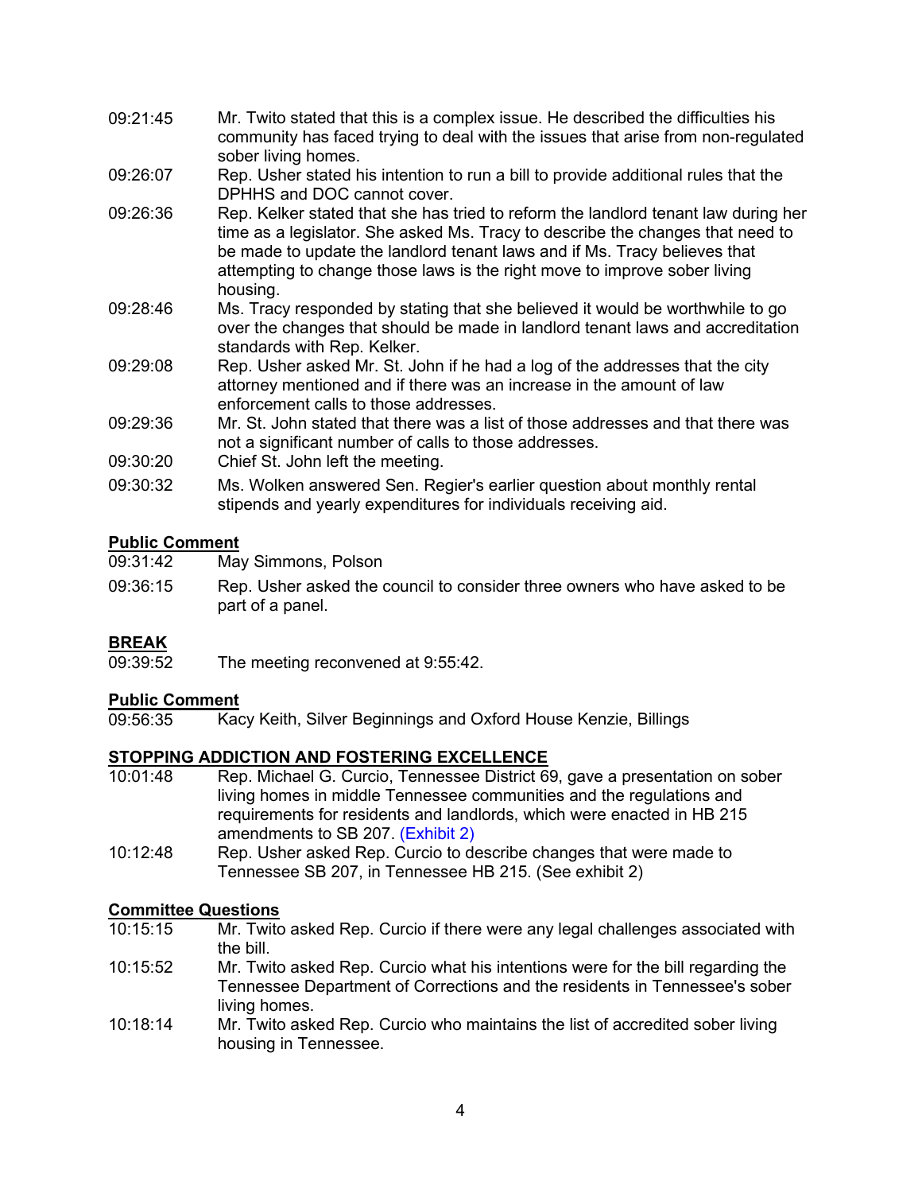09:21:45 Mr. Twito stated that this is a complex issue. He described the difficulties his community has faced trying to deal with the issues that arise from non-regulated sober living homes.

09:26:07 Rep. Usher stated his intention to run a bill to provide additional rules that the DPHHS and DOC cannot cover.

09:26:36 Rep. Kelker stated that she has tried to reform the landlord tenant law during her time as a legislator. She asked Ms. Tracy to describe the changes that need to be made to update the landlord tenant laws and if Ms. Tracy believes that attempting to change those laws is the right move to improve sober living housing.

09:28:46 Ms. Tracy responded by stating that she believed it would be worthwhile to go over the changes that should be made in landlord tenant laws and accreditation standards with Rep. Kelker.

09:29:08 Rep. Usher asked Mr. St. John if he had a log of the addresses that the city attorney mentioned and if there was an increase in the amount of law enforcement calls to those addresses.

09:29:36 Mr. St. John stated that there was a list of those addresses and that there was not a significant number of calls to those addresses.

09:30:20 Chief St. John left the meeting.

09:30:32 Ms. Wolken answered Sen. Regier's earlier question about monthly rental stipends and yearly expenditures for individuals receiving aid.

## Public Comment

09:31:42 May Simmons, Polson

09:36:15 Rep. Usher asked the council to consider three owners who have asked to be part of a panel.

## BREAK

09:39:52 The meeting reconvened at 9:55:42.

## Public Comment

09:56:35 Kacy Keith, Silver Beginnings and Oxford House Kenzie, Billings

## STOPPING ADDICTION AND FOSTERING EXCELLENCE

10:01:48 Rep. Michael G. Curcio, Tennessee District 69, gave a presentation on sober living homes in middle Tennessee communities and the regulations and requirements for residents and landlords, which were enacted in HB 215 amendments to SB 207. (Exhibit 2)

10:12:48 Rep. Usher asked Rep. Curcio to describe changes that were made to Tennessee SB 207, in Tennessee HB 215. (See exhibit 2)

## Committee Questions

10:15:15 Mr. Twito asked Rep. Curcio if there were any legal challenges associated with the bill.

10:15:52 Mr. Twito asked Rep. Curcio what his intentions were for the bill regarding the Tennessee Department of Corrections and the residents in Tennessee's sober living homes.

10:18:14 Mr. Twito asked Rep. Curcio who maintains the list of accredited sober living housing in Tennessee.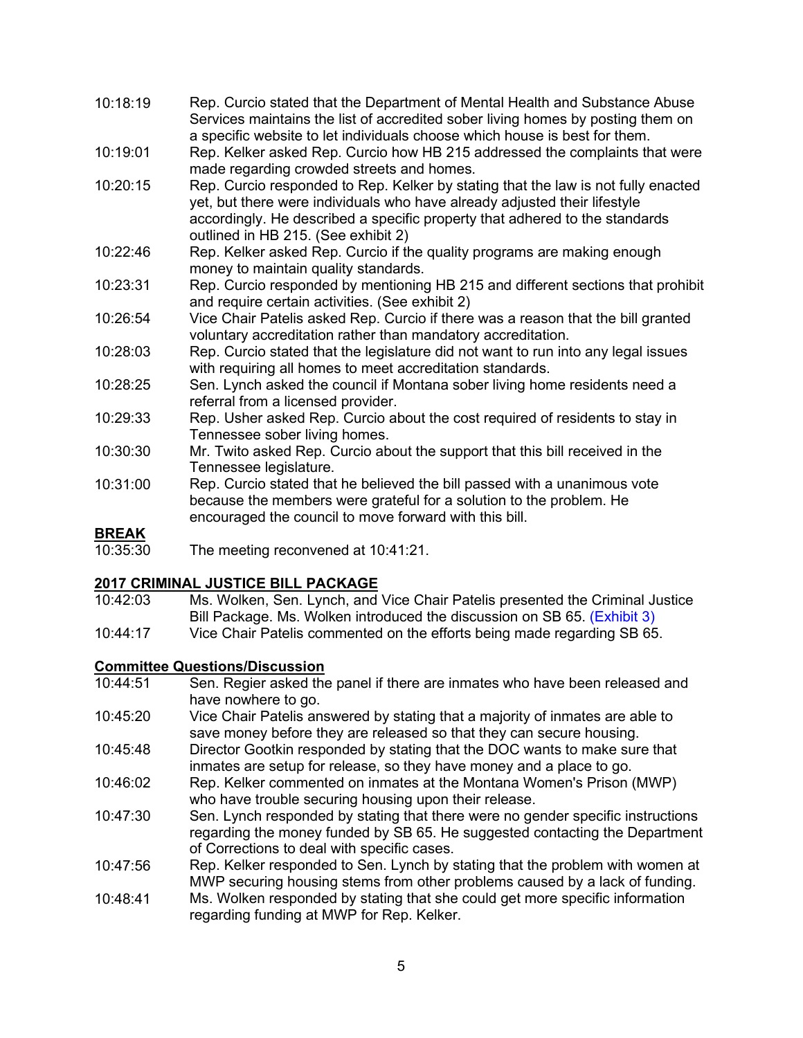10:18:19 Rep. Curcio stated that the Department of Mental Health and Substance Abuse Services maintains the list of accredited sober living homes by posting them on a specific website to let individuals choose which house is best for them.

10:19:01 Rep. Kelker asked Rep. Curcio how HB 215 addressed the complaints that were made regarding crowded streets and homes.

10:20:15 Rep. Curcio responded to Rep. Kelker by stating that the law is not fully enacted yet, but there were individuals who have already adjusted their lifestyle accordingly. He described a specific property that adhered to the standards outlined in HB 215. (See exhibit 2)

10:22:46 Rep. Kelker asked Rep. Curcio if the quality programs are making enough money to maintain quality standards.

10:23:31 Rep. Curcio responded by mentioning HB 215 and different sections that prohibit and require certain activities. (See exhibit 2)

10:26:54 Vice Chair Patelis asked Rep. Curcio if there was a reason that the bill granted voluntary accreditation rather than mandatory accreditation.

10:28:03 Rep. Curcio stated that the legislature did not want to run into any legal issues with requiring all homes to meet accreditation standards.

10:28:25 Sen. Lynch asked the council if Montana sober living home residents need a referral from a licensed provider.

10:29:33 Rep. Usher asked Rep. Curcio about the cost required of residents to stay in Tennessee sober living homes.

10:30:30 Mr. Twito asked Rep. Curcio about the support that this bill received in the Tennessee legislature.

10:31:00 Rep. Curcio stated that he believed the bill passed with a unanimous vote because the members were grateful for a solution to the problem. He encouraged the council to move forward with this bill.

## BREAK

10:35:30 The meeting reconvened at 10:41:21.

## 2017 CRIMINAL JUSTICE BILL PACKAGE

10:42:03 Ms. Wolken, Sen. Lynch, and Vice Chair Patelis presented the Criminal Justice Bill Package. Ms. Wolken introduced the discussion on SB 65. (Exhibit 3)

10:44:17 Vice Chair Patelis commented on the efforts being made regarding SB 65.

## Committee Questions/Discussion

10:44:51 Sen. Regier asked the panel if there are inmates who have been released and have nowhere to go.

10:45:20 Vice Chair Patelis answered by stating that a majority of inmates are able to save money before they are released so that they can secure housing.

10:45:48 Director Gootkin responded by stating that the DOC wants to make sure that inmates are setup for release, so they have money and a place to go.

10:46:02 Rep. Kelker commented on inmates at the Montana Women's Prison (MWP) who have trouble securing housing upon their release.

10:47:30 Sen. Lynch responded by stating that there were no gender specific instructions regarding the money funded by SB 65. He suggested contacting the Department of Corrections to deal with specific cases.

10:47:56 Rep. Kelker responded to Sen. Lynch by stating that the problem with women at MWP securing housing stems from other problems caused by a lack of funding.

10:48:41 Ms. Wolken responded by stating that she could get more specific information regarding funding at MWP for Rep. Kelker.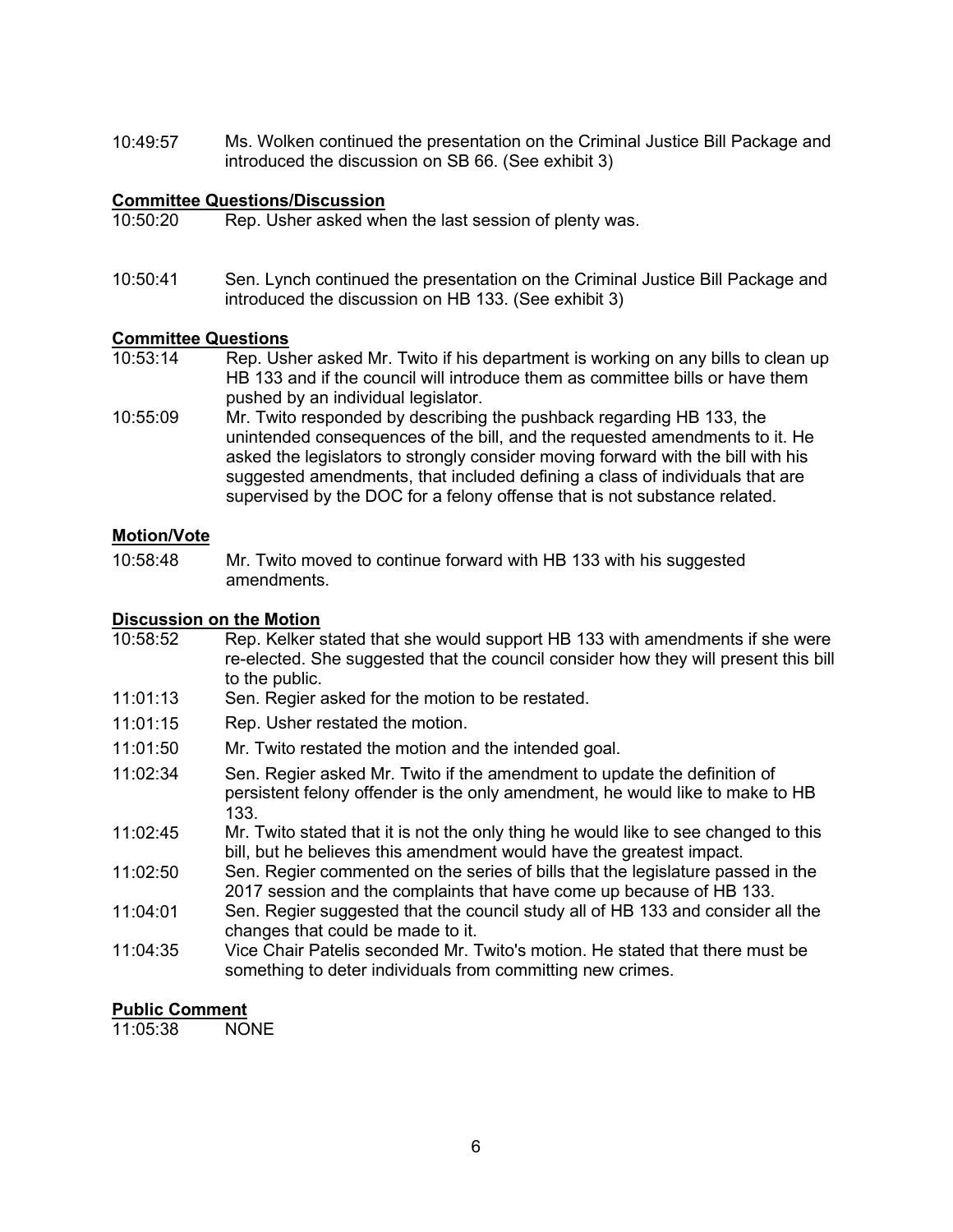10:49:57 Ms. Wolken continued the presentation on the Criminal Justice Bill Package and introduced the discussion on SB 66. (See exhibit 3)

**Committee Questions/Discussion**

10:50:20 Rep. Usher asked when the last session of plenty was.

10:50:41 Sen. Lynch continued the presentation on the Criminal Justice Bill Package and introduced the discussion on HB 133. (See exhibit 3)

**Committee Questions**

10:53:14 Rep. Usher asked Mr. Twito if his department is working on any bills to clean up HB 133 and if the council will introduce them as committee bills or have them pushed by an individual legislator.

10:55:09 Mr. Twito responded by describing the pushback regarding HB 133, the unintended consequences of the bill, and the requested amendments to it. He asked the legislators to strongly consider moving forward with the bill with his suggested amendments, that included defining a class of individuals that are supervised by the DOC for a felony offense that is not substance related.

**Motion/Vote**

10:58:48 Mr. Twito moved to continue forward with HB 133 with his suggested amendments.

**Discussion on the Motion**

10:58:52 Rep. Kelker stated that she would support HB 133 with amendments if she were re-elected. She suggested that the council consider how they will present this bill to the public.

11:01:13 Sen. Regier asked for the motion to be restated.

11:01:15 Rep. Usher restated the motion.

11:01:50 Mr. Twito restated the motion and the intended goal.

11:02:34 Sen. Regier asked Mr. Twito if the amendment to update the definition of persistent felony offender is the only amendment, he would like to make to HB 133.

11:02:45 Mr. Twito stated that it is not the only thing he would like to see changed to this bill, but he believes this amendment would have the greatest impact.

11:02:50 Sen. Regier commented on the series of bills that the legislature passed in the 2017 session and the complaints that have come up because of HB 133.

11:04:01 Sen. Regier suggested that the council study all of HB 133 and consider all the changes that could be made to it.

11:04:35 Vice Chair Patelis seconded Mr. Twito's motion. He stated that there must be something to deter individuals from committing new crimes.

**Public Comment**

11:05:38 NONE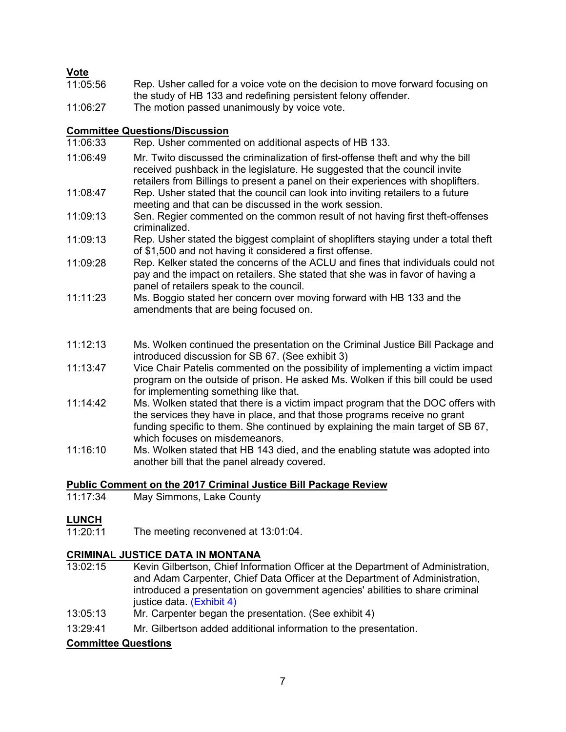**Vote**

11:05:56 Rep. Usher called for a voice vote on the decision to move forward focusing on the study of HB 133 and redefining persistent felony offender.

11:06:27 The motion passed unanimously by voice vote.

**Committee Questions/Discussion**

11:06:33 Rep. Usher commented on additional aspects of HB 133.

11:06:49 Mr. Twito discussed the criminalization of first-offense theft and why the bill received pushback in the legislature. He suggested that the council invite retailers from Billings to present a panel on their experiences with shoplifters.

11:08:47 Rep. Usher stated that the council can look into inviting retailers to a future meeting and that can be discussed in the work session.

11:09:13 Sen. Regier commented on the common result of not having first theft-offenses criminalized.

11:09:13 Rep. Usher stated the biggest complaint of shoplifters staying under a total theft of $1,500 and not having it considered a first offense.

11:09:28 Rep. Kelker stated the concerns of the ACLU and fines that individuals could not pay and the impact on retailers. She stated that she was in favor of having a panel of retailers speak to the council.

11:11:23 Ms. Boggio stated her concern over moving forward with HB 133 and the amendments that are being focused on.

11:12:13 Ms. Wolken continued the presentation on the Criminal Justice Bill Package and introduced discussion for SB 67. (See exhibit 3)

11:13:47 Vice Chair Patelis commented on the possibility of implementing a victim impact program on the outside of prison. He asked Ms. Wolken if this bill could be used for implementing something like that.

11:14:42 Ms. Wolken stated that there is a victim impact program that the DOC offers with the services they have in place, and that those programs receive no grant funding specific to them. She continued by explaining the main target of SB 67, which focuses on misdemeanors.

11:16:10 Ms. Wolken stated that HB 143 died, and the enabling statute was adopted into another bill that the panel already covered.

**Public Comment on the 2017 Criminal Justice Bill Package Review**

11:17:34 May Simmons, Lake County

**LUNCH**

11:20:11 The meeting reconvened at 13:01:04.

**CRIMINAL JUSTICE DATA IN MONTANA**

13:02:15 Kevin Gilbertson, Chief Information Officer at the Department of Administration, and Adam Carpenter, Chief Data Officer at the Department of Administration, introduced a presentation on government agencies' abilities to share criminal justice data. (Exhibit 4)

13:05:13 Mr. Carpenter began the presentation. (See exhibit 4)

13:29:41 Mr. Gilbertson added additional information to the presentation.

**Committee Questions**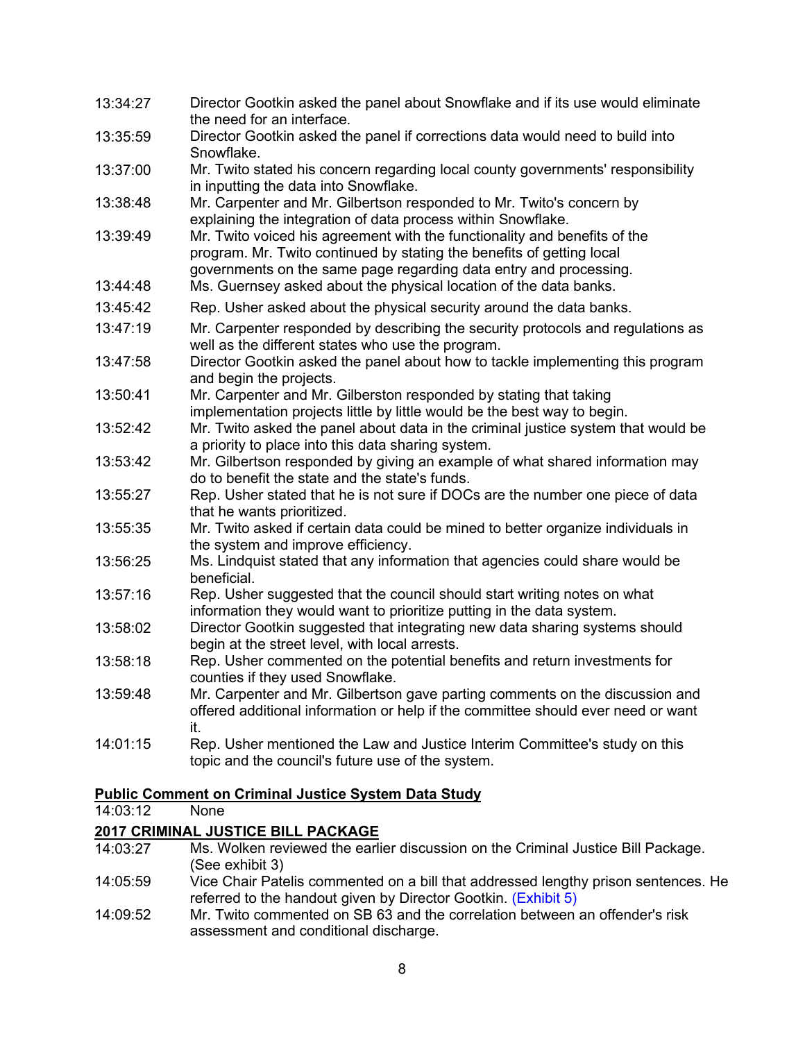13:34:27 Director Gootkin asked the panel about Snowflake and if its use would eliminate the need for an interface.

13:35:59 Director Gootkin asked the panel if corrections data would need to build into Snowflake.

13:37:00 Mr. Twito stated his concern regarding local county governments' responsibility in inputting the data into Snowflake.

13:38:48 Mr. Carpenter and Mr. Gilbertson responded to Mr. Twito's concern by explaining the integration of data process within Snowflake.

13:39:49 Mr. Twito voiced his agreement with the functionality and benefits of the program. Mr. Twito continued by stating the benefits of getting local governments on the same page regarding data entry and processing.

13:44:48 Ms. Guernsey asked about the physical location of the data banks.

13:45:42 Rep. Usher asked about the physical security around the data banks.

13:47:19 Mr. Carpenter responded by describing the security protocols and regulations as well as the different states who use the program.

13:47:58 Director Gootkin asked the panel about how to tackle implementing this program and begin the projects.

13:50:41 Mr. Carpenter and Mr. Gilberston responded by stating that taking implementation projects little by little would be the best way to begin.

13:52:42 Mr. Twito asked the panel about data in the criminal justice system that would be a priority to place into this data sharing system.

13:53:42 Mr. Gilbertson responded by giving an example of what shared information may do to benefit the state and the state's funds.

13:55:27 Rep. Usher stated that he is not sure if DOCs are the number one piece of data that he wants prioritized.

13:55:35 Mr. Twito asked if certain data could be mined to better organize individuals in the system and improve efficiency.

13:56:25 Ms. Lindquist stated that any information that agencies could share would be beneficial.

13:57:16 Rep. Usher suggested that the council should start writing notes on what information they would want to prioritize putting in the data system.

13:58:02 Director Gootkin suggested that integrating new data sharing systems should begin at the street level, with local arrests.

13:58:18 Rep. Usher commented on the potential benefits and return investments for counties if they used Snowflake.

13:59:48 Mr. Carpenter and Mr. Gilbertson gave parting comments on the discussion and offered additional information or help if the committee should ever need or want it.

14:01:15 Rep. Usher mentioned the Law and Justice Interim Committee's study on this topic and the council's future use of the system.

## Public Comment on Criminal Justice System Data Study

14:03:12 None

## 2017 CRIMINAL JUSTICE BILL PACKAGE

14:03:27 Ms. Wolken reviewed the earlier discussion on the Criminal Justice Bill Package. (See exhibit 3)

14:05:59 Vice Chair Patelis commented on a bill that addressed lengthy prison sentences. He referred to the handout given by Director Gootkin. (Exhibit 5)

14:09:52 Mr. Twito commented on SB 63 and the correlation between an offender's risk assessment and conditional discharge.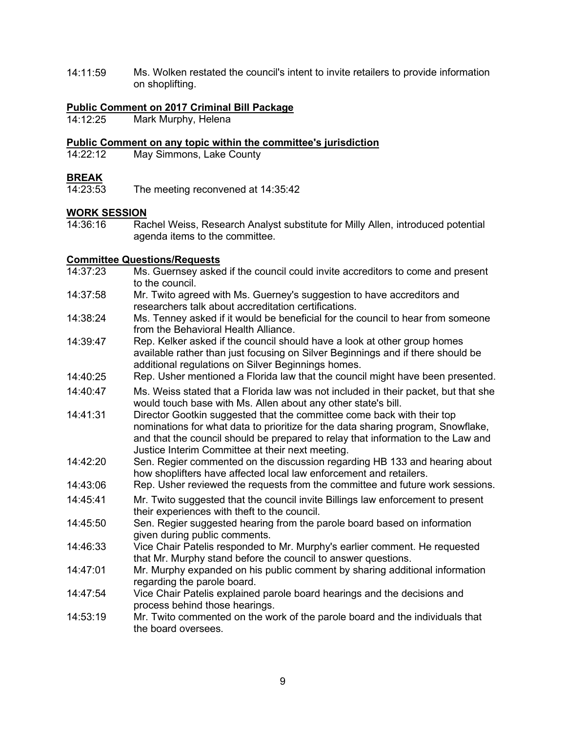14:11:59 Ms. Wolken restated the council's intent to invite retailers to provide information on shoplifting.

**Public Comment on 2017 Criminal Bill Package**

14:12:25 Mark Murphy, Helena

**Public Comment on any topic within the committee's jurisdiction**

14:22:12 May Simmons, Lake County

**BREAK**

14:23:53 The meeting reconvened at 14:35:42

**WORK SESSION**

14:36:16 Rachel Weiss, Research Analyst substitute for Milly Allen, introduced potential agenda items to the committee.

**Committee Questions/Requests**

14:37:23 Ms. Guernsey asked if the council could invite accreditors to come and present to the council.

14:37:58 Mr. Twito agreed with Ms. Guerney's suggestion to have accreditors and researchers talk about accreditation certifications.

14:38:24 Ms. Tenney asked if it would be beneficial for the council to hear from someone from the Behavioral Health Alliance.

14:39:47 Rep. Kelker asked if the council should have a look at other group homes available rather than just focusing on Silver Beginnings and if there should be additional regulations on Silver Beginnings homes.

14:40:25 Rep. Usher mentioned a Florida law that the council might have been presented.

14:40:47 Ms. Weiss stated that a Florida law was not included in their packet, but that she would touch base with Ms. Allen about any other state's bill.

14:41:31 Director Gootkin suggested that the committee come back with their top nominations for what data to prioritize for the data sharing program, Snowflake, and that the council should be prepared to relay that information to the Law and Justice Interim Committee at their next meeting.

14:42:20 Sen. Regier commented on the discussion regarding HB 133 and hearing about how shoplifters have affected local law enforcement and retailers.

14:43:06 Rep. Usher reviewed the requests from the committee and future work sessions.

14:45:41 Mr. Twito suggested that the council invite Billings law enforcement to present their experiences with theft to the council.

14:45:50 Sen. Regier suggested hearing from the parole board based on information given during public comments.

14:46:33 Vice Chair Patelis responded to Mr. Murphy's earlier comment. He requested that Mr. Murphy stand before the council to answer questions.

14:47:01 Mr. Murphy expanded on his public comment by sharing additional information regarding the parole board.

14:47:54 Vice Chair Patelis explained parole board hearings and the decisions and process behind those hearings.

14:53:19 Mr. Twito commented on the work of the parole board and the individuals that the board oversees.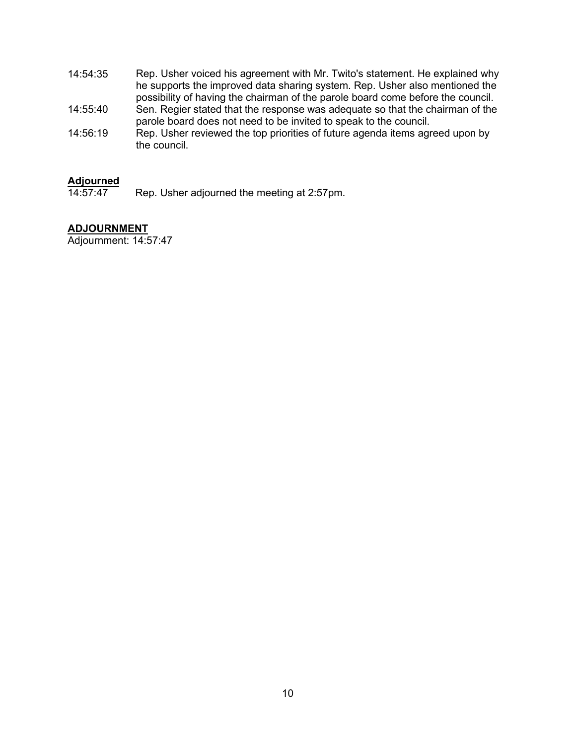14:54:35 Rep. Usher voiced his agreement with Mr. Twito's statement. He explained why he supports the improved data sharing system. Rep. Usher also mentioned the possibility of having the chairman of the parole board come before the council.

14:55:40 Sen. Regier stated that the response was adequate so that the chairman of the parole board does not need to be invited to speak to the council.

14:56:19 Rep. Usher reviewed the top priorities of future agenda items agreed upon by the council.

**Adjourned**

14:57:47 Rep. Usher adjourned the meeting at 2:57pm.

**ADJOURNMENT**

Adjournment: 14:57:47